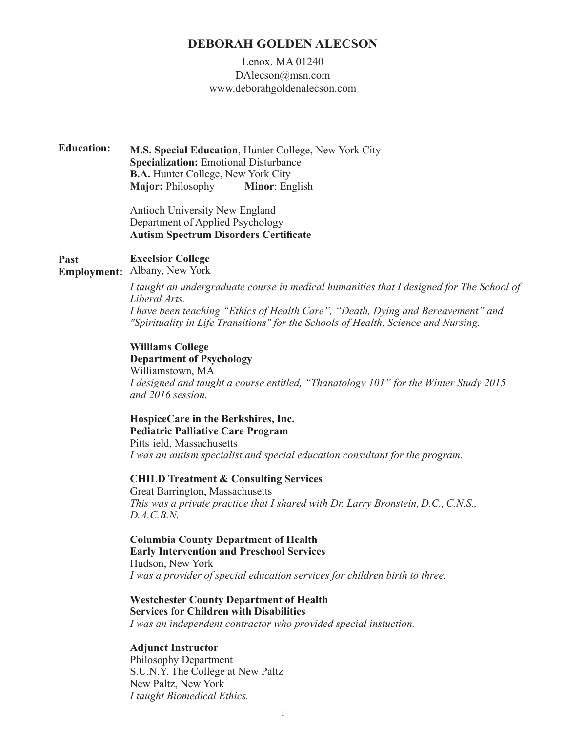# DEBORAH GOLDEN ALECSON

Lenox, MA 01240
DAlecson@msn.com
www.deborahgoldenalecson.com

**Education:**

**M.S. Special Education**, Hunter College, New York City
**Specialization:** Emotional Disturbance
**B.A.** Hunter College, New York City
**Major:** Philosophy **Minor**: English

Antioch University New England
Department of Applied Psychology
**Autism Spectrum Disorders Certificate**

**Past Employment:**

**Excelsior College**
Albany, New York
*I taught an undergraduate course in medical humanities that I designed for The School of Liberal Arts.*
*I have been teaching "Ethics of Health Care", "Death, Dying and Bereavement" and "Spirituality in Life Transitions" for the Schools of Health, Science and Nursing.*

**Williams College**
**Department of Psychology**
Williamstown, MA
*I designed and taught a course entitled, "Thanatology 101" for the Winter Study 2015 and 2016 session.*

**HospiceCare in the Berkshires, Inc.**
**Pediatric Palliative Care Program**
Pitts ield, Massachusetts
*I was an autism specialist and special education consultant for the program.*

**CHILD Treatment & Consulting Services**
Great Barrington, Massachusetts
*This was a private practice that I shared with Dr. Larry Bronstein, D.C., C.N.S., D.A.C.B.N.*

**Columbia County Department of Health**
**Early Intervention and Preschool Services**
Hudson, New York
*I was a provider of special education services for children birth to three.*

**Westchester County Department of Health**
**Services for Children with Disabilities**
*I was an independent contractor who provided special instuction.*

**Adjunct Instructor**
Philosophy Department
S.U.N.Y. The College at New Paltz
New Paltz, New York
*I taught Biomedical Ethics.*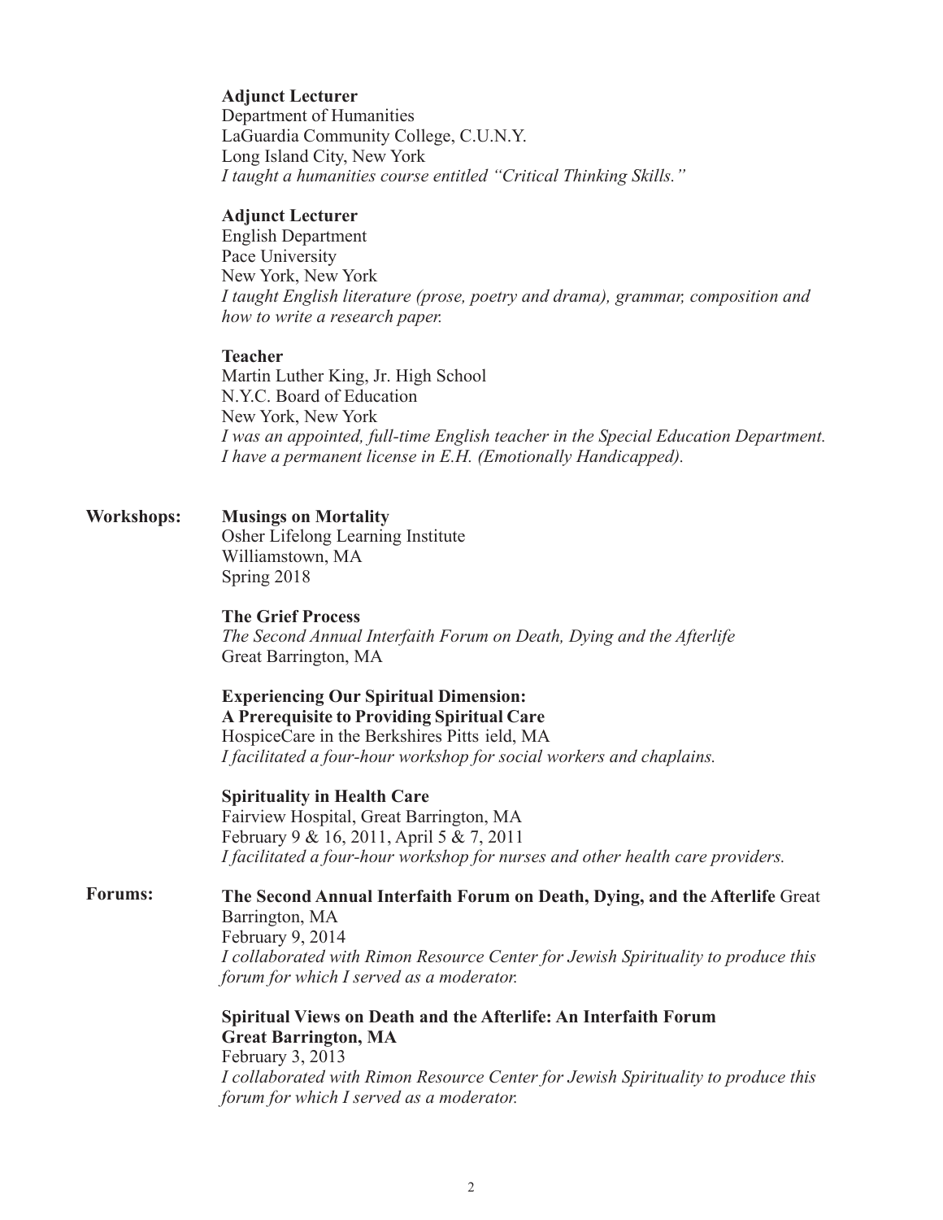**Adjunct Lecturer**
Department of Humanities
LaGuardia Community College, C.U.N.Y.
Long Island City, New York
*I taught a humanities course entitled "Critical Thinking Skills."*

**Adjunct Lecturer**
English Department
Pace University
New York, New York
*I taught English literature (prose, poetry and drama), grammar, composition and how to write a research paper.*

**Teacher**
Martin Luther King, Jr. High School
N.Y.C. Board of Education
New York, New York
*I was an appointed, full-time English teacher in the Special Education Department. I have an permanent license in E.H. (Emotionally Handicapped).*

**Workshops:**

**Musings on Mortality**
Osher Lifelong Learning Institute
Williamstown, MA
Spring 2018

**The Grief Process**
*The Second Annual Interfaith Forum on Death, Dying and the Afterlife*
Great Barrington, MA

**Experiencing Our Spiritual Dimension:**
**A Prerequisite to Providing Spiritual Care**
HospiceCare in the Berkshires Pitts ield, MA
*I facilitated a four-hour workshop for social workers and chaplains.*

**Spirituality in Health Care**
Fairview Hospital, Great Barrington, MA
February 9 & 16, 2011, April 5 & 7, 2011
*I facilitated a four-hour workshop for nurses and other health care providers.*

**Forums:**

**The Second Annual Interfaith Forum on Death, Dying, and the Afterlife** Great Barrington, MA
February 9, 2014
*I collaborated with Rimon Resource Center for Jewish Spirituality to produce this forum for which I served as a moderator.*

**Spiritual Views on Death and the Afterlife: An Interfaith Forum**
**Great Barrington, MA**
February 3, 2013
*I collaborated with Rimon Resource Center for Jewish Spirituality to produce this forum for which I served as a moderator.*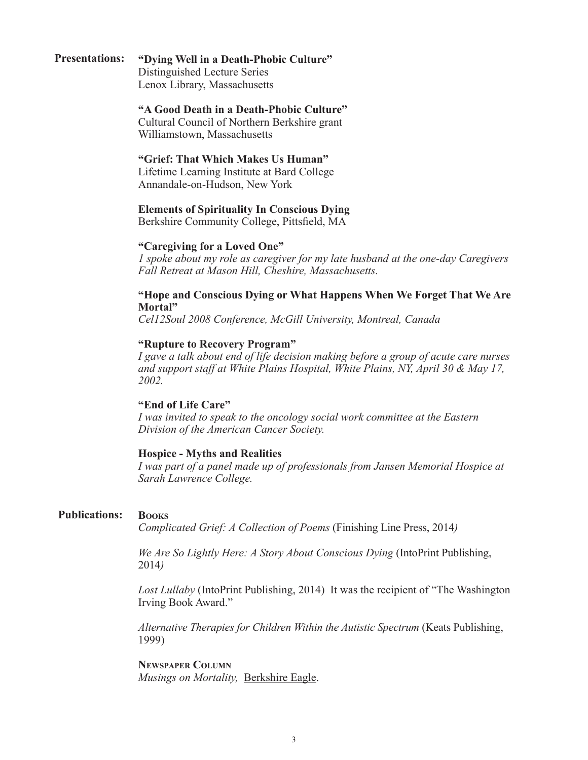**Presentations:**

**"Dying Well in a Death-Phobic Culture"**
Distinguished Lecture Series
Lenox Library, Massachusetts

**"A Good Death in a Death-Phobic Culture"**
Cultural Council of Northern Berkshire grant
Williamstown, Massachusetts

**"Grief: That Which Makes Us Human"**
Lifetime Learning Institute at Bard College
Annandale-on-Hudson, New York

**Elements of Spirituality In Conscious Dying**
Berkshire Community College, Pittsfield, MA

**"Caregiving for a Loved One"**
*I spoke about my role as caregiver for my late husband at the one-day Caregivers Fall Retreat at Mason Hill, Cheshire, Massachusetts.*

**"Hope and Conscious Dying or What Happens When We Forget That We Are Mortal"**
*Cel12Soul 2008 Conference, McGill University, Montreal, Canada*

**"Rupture to Recovery Program"**
*I gave a talk about end of life decision making before a group of acute care nurses and support staff at White Plains Hospital, White Plains, NY, April 30 & May 17, 2002.*

**"End of Life Care"**
*I was invited to speak to the oncology social work committee at the Eastern Division of the American Cancer Society.*

**Hospice - Myths and Realities**
*I was part of a panel made up of professionals from Jansen Memorial Hospice at Sarah Lawrence College.*

**Publications:**

**Books**

*Complicated Grief: A Collection of Poems* (Finishing Line Press, 2014)

*We Are So Lightly Here: A Story About Conscious Dying* (IntoPrint Publishing, 2014)

*Lost Lullaby* (IntoPrint Publishing, 2014) It was the recipient of "The Washington Irving Book Award."

*Alternative Therapies for Children Within the Autistic Spectrum* (Keats Publishing, 1999)

**Newspaper Column**

*Musings on Mortality,* Berkshire Eagle.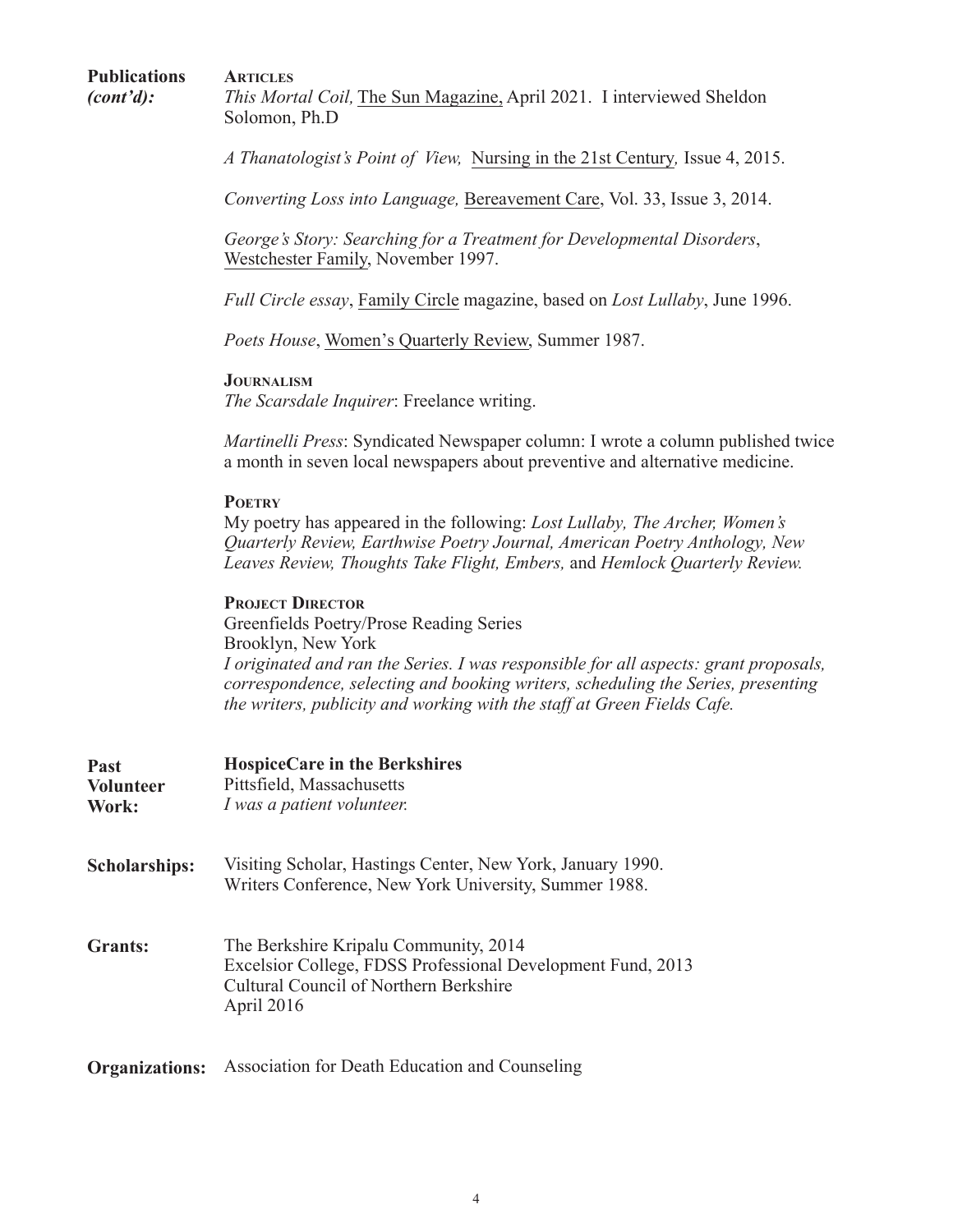**Publications *(cont'd):***

**ARTICLES**

*This Mortal Coil,* The Sun Magazine, April 2021. I interviewed Sheldon Solomon, Ph.D

*A Thanatologist's Point of View,* Nursing in the 21st Century, Issue 4, 2015.

*Converting Loss into Language,* Bereavement Care, Vol. 33, Issue 3, 2014.

*George's Story: Searching for a Treatment for Developmental Disorders*, Westchester Family, November 1997.

*Full Circle essay*, Family Circle magazine, based on *Lost Lullaby*, June 1996.

*Poets House*, Women's Quarterly Review, Summer 1987.

**JOURNALISM**

*The Scarsdale Inquirer*: Freelance writing.

*Martinelli Press*: Syndicated Newspaper column: I wrote a column published twice a month in seven local newspapers about preventive and alternative medicine.

**POETRY**

My poetry has appeared in the following: *Lost Lullaby, The Archer, Women's Quarterly Review, Earthwise Poetry Journal, American Poetry Anthology, New Leaves Review, Thoughts Take Flight, Embers,* and *Hemlock Quarterly Review.*

**PROJECT DIRECTOR**

Greenfields Poetry/Prose Reading Series
Brooklyn, New York
*I originated and ran the Series. I was responsible for all aspects: grant proposals, correspondence, selecting and booking writers, scheduling the Series, presenting the writers, publicity and working with the staff at Green Fields Cafe.*

**Past Volunteer Work:**

**HospiceCare in the Berkshires**
Pittsfield, Massachusetts
*I was a patient volunteer.*

**Scholarships:**

Visiting Scholar, Hastings Center, New York, January 1990.
Writers Conference, New York University, Summer 1988.

**Grants:**

The Berkshire Kripalu Community, 2014
Excelsior College, FDSS Professional Development Fund, 2013
Cultural Council of Northern Berkshire
April 2016

**Organizations:** Association for Death Education and Counseling